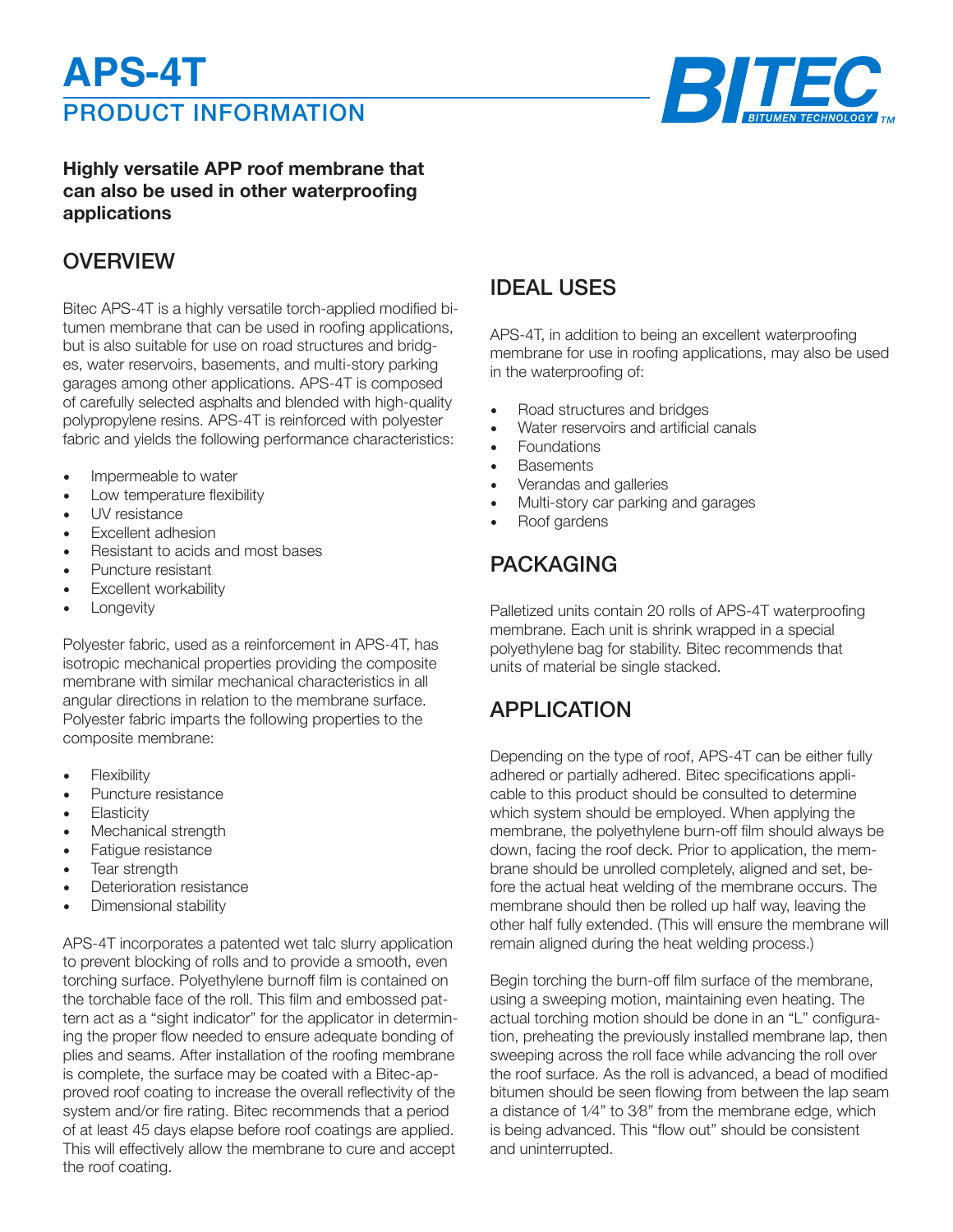# APS-4T

## PRODUCT INFORMATION

BITEC BITUMEN TECHNOLOGY™

**Highly versatile APP roof membrane that can also be used in other waterproofing applications**

## OVERVIEW

Bitec APS-4T is a highly versatile torch-applied modified bitumen membrane that can be used in roofing applications, but is also suitable for use on road structures and bridges, water reservoirs, basements, and multi-story parking garages among other applications. APS-4T is composed of carefully selected asphalts and blended with high-quality polypropylene resins. APS-4T is reinforced with polyester fabric and yields the following performance characteristics:

- Impermeable to water
- Low temperature flexibility
- UV resistance
- Excellent adhesion
- Resistant to acids and most bases
- Puncture resistant
- Excellent workability
- Longevity

Polyester fabric, used as a reinforcement in APS-4T, has isotropic mechanical properties providing the composite membrane with similar mechanical characteristics in all angular directions in relation to the membrane surface. Polyester fabric imparts the following properties to the composite membrane:

- Flexibility
- Puncture resistance
- Elasticity
- Mechanical strength
- Fatigue resistance
- Tear strength
- Deterioration resistance
- Dimensional stability

APS-4T incorporates a patented wet talc slurry application to prevent blocking of rolls and to provide a smooth, even torching surface. Polyethylene burnoff film is contained on the torchable face of the roll. This film and embossed pattern act as a "sight indicator" for the applicator in determining the proper flow needed to ensure adequate bonding of plies and seams. After installation of the roofing membrane is complete, the surface may be coated with a Bitec-approved roof coating to increase the overall reflectivity of the system and/or fire rating. Bitec recommends that a period of at least 45 days elapse before roof coatings are applied. This will effectively allow the membrane to cure and accept the roof coating.

## IDEAL USES

APS-4T, in addition to being an excellent waterproofing membrane for use in roofing applications, may also be used in the waterproofing of:

- Road structures and bridges
- Water reservoirs and artificial canals
- Foundations
- Basements
- Verandas and galleries
- Multi-story car parking and garages
- Roof gardens

## PACKAGING

Palletized units contain 20 rolls of APS-4T waterproofing membrane. Each unit is shrink wrapped in a special polyethylene bag for stability. Bitec recommends that units of material be single stacked.

## APPLICATION

Depending on the type of roof, APS-4T can be either fully adhered or partially adhered. Bitec specifications applicable to this product should be consulted to determine which system should be employed. When applying the membrane, the polyethylene burn-off film should always be down, facing the roof deck. Prior to application, the membrane should be unrolled completely, aligned and set, before the actual heat welding of the membrane occurs. The membrane should then be rolled up half way, leaving the other half fully extended. (This will ensure the membrane will remain aligned during the heat welding process.)

Begin torching the burn-off film surface of the membrane, using a sweeping motion, maintaining even heating. The actual torching motion should be done in an "L" configuration, preheating the previously installed membrane lap, then sweeping across the roll face while advancing the roll over the roof surface. As the roll is advanced, a bead of modified bitumen should be seen flowing from between the lap seam a distance of 1⁄4" to 3⁄8" from the membrane edge, which is being advanced. This "flow out" should be consistent and uninterrupted.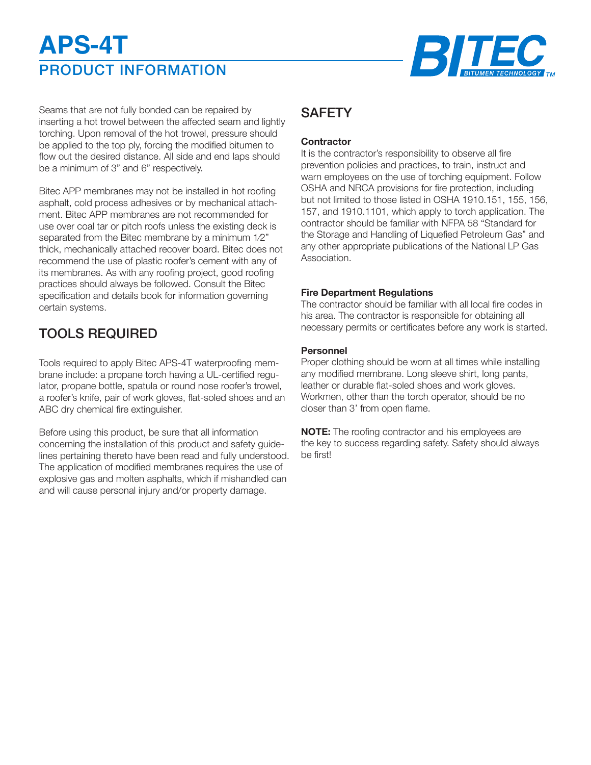# APS-4T

## PRODUCT INFORMATION

Seams that are not fully bonded can be repaired by inserting a hot trowel between the affected seam and lightly torching. Upon removal of the hot trowel, pressure should be applied to the top ply, forcing the modified bitumen to flow out the desired distance. All side and end laps should be a minimum of 3" and 6" respectively.

Bitec APP membranes may not be installed in hot roofing asphalt, cold process adhesives or by mechanical attachment. Bitec APP membranes are not recommended for use over coal tar or pitch roofs unless the existing deck is separated from the Bitec membrane by a minimum 1⁄2" thick, mechanically attached recover board. Bitec does not recommend the use of plastic roofer's cement with any of its membranes. As with any roofing project, good roofing practices should always be followed. Consult the Bitec specification and details book for information governing certain systems.

## TOOLS REQUIRED

Tools required to apply Bitec APS-4T waterproofing membrane include: a propane torch having a UL-certified regulator, propane bottle, spatula or round nose roofer's trowel, a roofer's knife, pair of work gloves, flat-soled shoes and an ABC dry chemical fire extinguisher.

Before using this product, be sure that all information concerning the installation of this product and safety guidelines pertaining thereto have been read and fully understood. The application of modified membranes requires the use of explosive gas and molten asphalts, which if mishandled can and will cause personal injury and/or property damage.

## SAFETY

### Contractor

It is the contractor's responsibility to observe all fire prevention policies and practices, to train, instruct and warn employees on the use of torching equipment. Follow OSHA and NRCA provisions for fire protection, including but not limited to those listed in OSHA 1910.151, 155, 156, 157, and 1910.1101, which apply to torch application. The contractor should be familiar with NFPA 58 "Standard for the Storage and Handling of Liquefied Petroleum Gas" and any other appropriate publications of the National LP Gas Association.

### Fire Department Regulations

The contractor should be familiar with all local fire codes in his area. The contractor is responsible for obtaining all necessary permits or certificates before any work is started.

### Personnel

Proper clothing should be worn at all times while installing any modified membrane. Long sleeve shirt, long pants, leather or durable flat-soled shoes and work gloves. Workmen, other than the torch operator, should be no closer than 3' from open flame.

**NOTE:** The roofing contractor and his employees are the key to success regarding safety. Safety should always be first!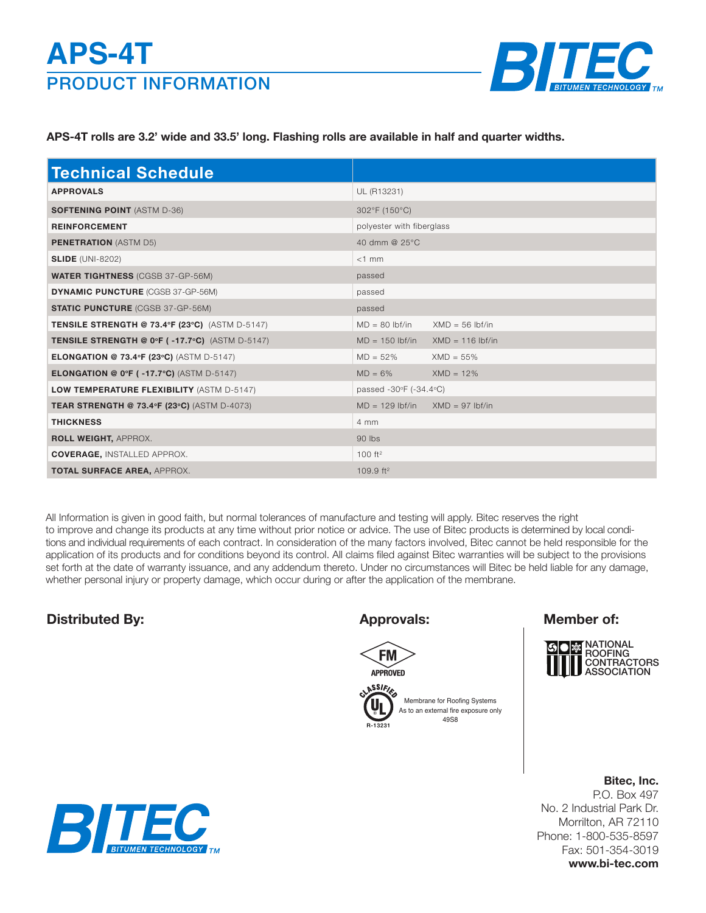# APS-4T

## PRODUCT INFORMATION

**APS-4T rolls are 3.2' wide and 33.5' long. Flashing rolls are available in half and quarter widths.**

| Technical Schedule | |
|---|---|
| **APPROVALS** | UL (R13231) |
| **SOFTENING POINT** (ASTM D-36) | 302°F (150°C) |
| **REINFORCEMENT** | polyester with fiberglass |
| **PENETRATION** (ASTM D5) | 40 dmm @ 25°C |
| **SLIDE** (UNI-8202) | <1 mm |
| **WATER TIGHTNESS** (CGSB 37-GP-56M) | passed |
| **DYNAMIC PUNCTURE** (CGSB 37-GP-56M) | passed |
| **STATIC PUNCTURE** (CGSB 37-GP-56M) | passed |
| **TENSILE STRENGTH @ 73.4°F (23°C)** (ASTM D-5147) | MD = 80 lbf/in XMD = 56 lbf/in |
| **TENSILE STRENGTH @ 0°F ( -17.7°C)** (ASTM D-5147) | MD = 150 lbf/in XMD = 116 lbf/in |
| **ELONGATION @ 73.4°F (23°C)** (ASTM D-5147) | MD = 52% XMD = 55% |
| **ELONGATION @ 0°F ( -17.7°C)** (ASTM D-5147) | MD = 6% XMD = 12% |
| **LOW TEMPERATURE FLEXIBILITY** (ASTM D-5147) | passed -30°F (-34.4°C) |
| **TEAR STRENGTH @ 73.4°F (23°C)** (ASTM D-4073) | MD = 129 lbf/in XMD = 97 lbf/in |
| **THICKNESS** | 4 mm |
| **ROLL WEIGHT,** APPROX. | 90 lbs |
| **COVERAGE,** INSTALLED APPROX. | 100 ft² |
| **TOTAL SURFACE AREA,** APPROX. | 109.9 ft² |

All Information is given in good faith, but normal tolerances of manufacture and testing will apply. Bitec reserves the right to improve and change its products at any time without prior notice or advice. The use of Bitec products is determined by local conditions and individual requirements of each contract. In consideration of the many factors involved, Bitec cannot be held responsible for the application of its products and for conditions beyond its control. All claims filed against Bitec warranties will be subject to the provisions set forth at the date of warranty issuance, and any addendum thereto. Under no circumstances will Bitec be held liable for any damage, whether personal injury or property damage, which occur during or after the application of the membrane.

### Distributed By:

### Approvals:

FM APPROVED

CLASSIFIED UL R-13231

Membrane for Roofing Systems
As to an external fire exposure only
49S8

### Member of:

NATIONAL ROOFING CONTRACTORS ASSOCIATION

**Bitec, Inc.**
P.O. Box 497
No. 2 Industrial Park Dr.
Morrilton, AR 72110
Phone: 1-800-535-8597
Fax: 501-354-3019
**www.bi-tec.com**